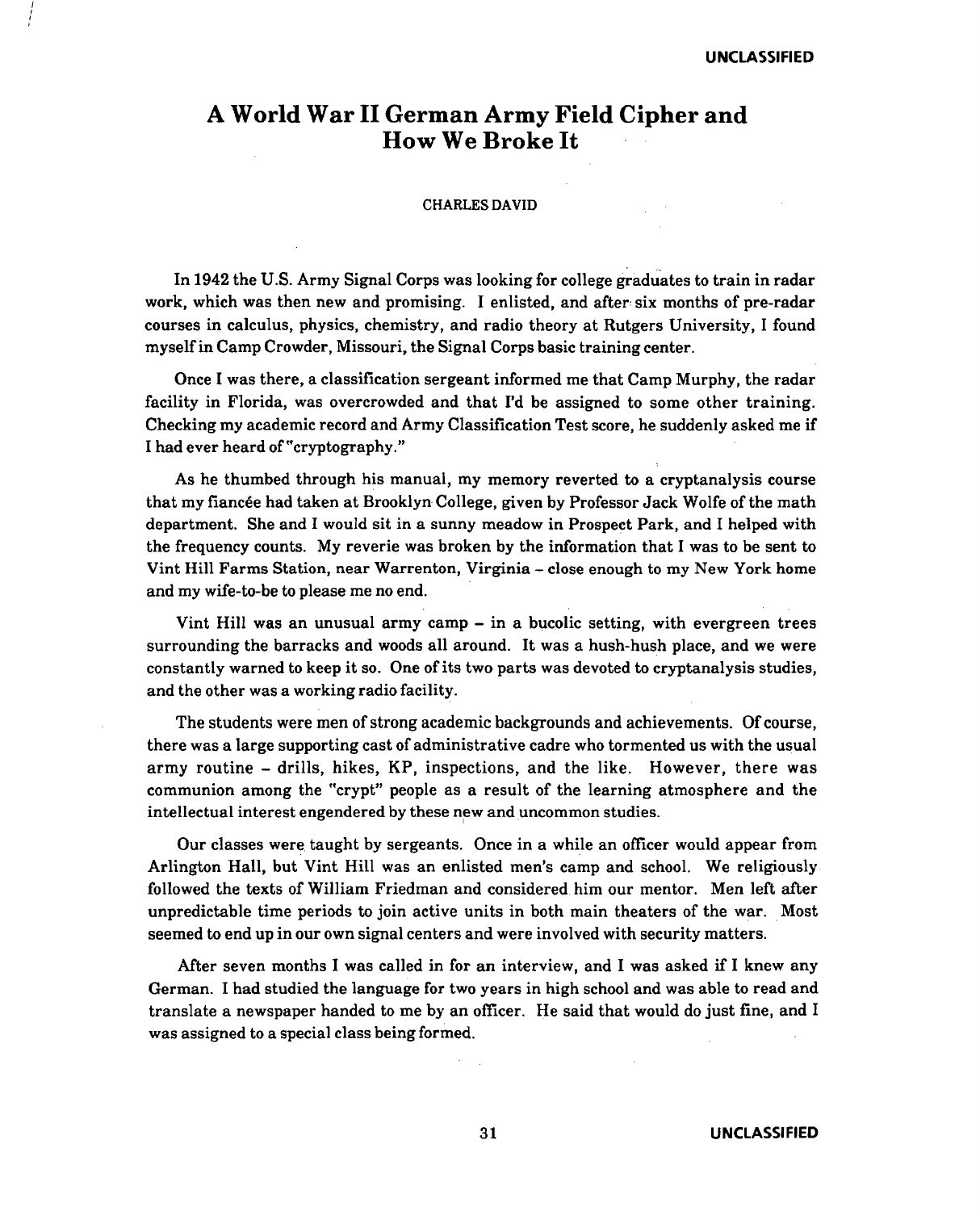# A World War II German Army Field Cipher and How We Broke It

CHARLES DAVID

In 1942 the U.S. Army Signal Corps was looking for college graduates to train in radar work, which was then new and promising. I enlisted, and after six months of pre-radar courses in calculus, physics, chemistry, and radio theory at Rutgers University, I found myself in Camp Crowder, Missouri, the Signal Corps basic training center.

Once I was there, a classification sergeant informed me that Camp Murphy, the radar facility in Florida, was overcrowded and that I'd be assigned to some other training. Checking my academic record and Army Classification Test score, he suddenly asked me if I had ever heard of "cryptography."

As he thumbed through his manual, my memory reverted to a cryptanalysis course that my fiancée had taken at Brooklyn College, given by Professor Jack Wolfe of the math department. She and I would sit in a sunny meadow in Prospect Park, and I helped with the frequency counts. My reverie was broken by the information that I was to be sent to Vint Hill Farms Station, near Warrenton, Virginia – close enough to my New York home and my wife-to-be to please me no end.

Vint Hill was an unusual army camp – in a bucolic setting, with evergreen trees surrounding the barracks and woods all around. It was a hush-hush place, and we were constantly warned to keep it so. One of its two parts was devoted to cryptanalysis studies, and the other was a working radio facility.

The students were men of strong academic backgrounds and achievements. Of course, there was a large supporting cast of administrative cadre who tormented us with the usual army routine – drills, hikes, KP, inspections, and the like. However, there was communion among the "crypt" people as a result of the learning atmosphere and the intellectual interest engendered by these new and uncommon studies.

Our classes were taught by sergeants. Once in a while an officer would appear from Arlington Hall, but Vint Hill was an enlisted men's camp and school. We religiously followed the texts of William Friedman and considered him our mentor. Men left after unpredictable time periods to join active units in both main theaters of the war. Most seemed to end up in our own signal centers and were involved with security matters.

After seven months I was called in for an interview, and I was asked if I knew any German. I had studied the language for two years in high school and was able to read and translate a newspaper handed to me by an officer. He said that would do just fine, and I was assigned to a special class being formed.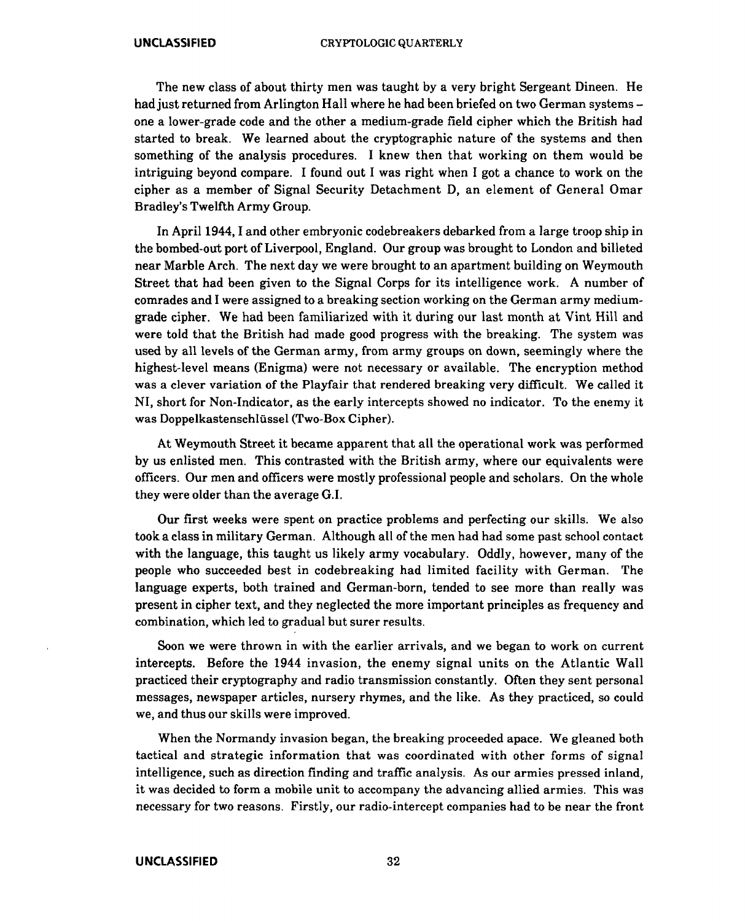The new class of about thirty men was taught by a very bright Sergeant Dineen. He had just returned from Arlington Hall where he had been briefed on two German systems – one a lower-grade code and the other a medium-grade field cipher which the British had started to break. We learned about the cryptographic nature of the systems and then something of the analysis procedures. I knew then that working on them would be intriguing beyond compare. I found out I was right when I got a chance to work on the cipher as a member of Signal Security Detachment D, an element of General Omar Bradley's Twelfth Army Group.

In April 1944, I and other embryonic codebreakers debarked from a large troop ship in the bombed-out port of Liverpool, England. Our group was brought to London and billeted near Marble Arch. The next day we were brought to an apartment building on Weymouth Street that had been given to the Signal Corps for its intelligence work. A number of comrades and I were assigned to a breaking section working on the German army medium-grade cipher. We had been familiarized with it during our last month at Vint Hill and were told that the British had made good progress with the breaking. The system was used by all levels of the German army, from army groups on down, seemingly where the highest-level means (Enigma) were not necessary or available. The encryption method was a clever variation of the Playfair that rendered breaking very difficult. We called it NI, short for Non-Indicator, as the early intercepts showed no indicator. To the enemy it was Doppelkastenschlüssel (Two-Box Cipher).

At Weymouth Street it became apparent that all the operational work was performed by us enlisted men. This contrasted with the British army, where our equivalents were officers. Our men and officers were mostly professional people and scholars. On the whole they were older than the average G.I.

Our first weeks were spent on practice problems and perfecting our skills. We also took a class in military German. Although all of the men had had some past school contact with the language, this taught us likely army vocabulary. Oddly, however, many of the people who succeeded best in codebreaking had limited facility with German. The language experts, both trained and German-born, tended to see more than really was present in cipher text, and they neglected the more important principles as frequency and combination, which led to gradual but surer results.

Soon we were thrown in with the earlier arrivals, and we began to work on current intercepts. Before the 1944 invasion, the enemy signal units on the Atlantic Wall practiced their cryptography and radio transmission constantly. Often they sent personal messages, newspaper articles, nursery rhymes, and the like. As they practiced, so could we, and thus our skills were improved.

When the Normandy invasion began, the breaking proceeded apace. We gleaned both tactical and strategic information that was coordinated with other forms of signal intelligence, such as direction finding and traffic analysis. As our armies pressed inland, it was decided to form a mobile unit to accompany the advancing allied armies. This was necessary for two reasons. Firstly, our radio-intercept companies had to be near the front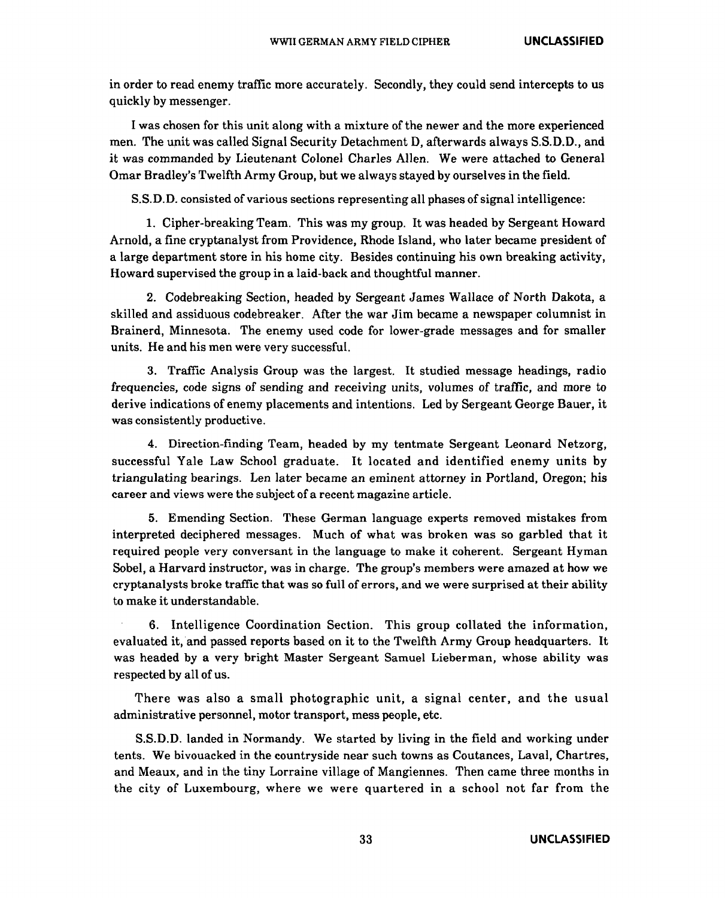in order to read enemy traffic more accurately. Secondly, they could send intercepts to us quickly by messenger.

I was chosen for this unit along with a mixture of the newer and the more experienced men. The unit was called Signal Security Detachment D, afterwards always S.S.D.D., and it was commanded by Lieutenant Colonel Charles Allen. We were attached to General Omar Bradley's Twelfth Army Group, but we always stayed by ourselves in the field.

S.S.D.D. consisted of various sections representing all phases of signal intelligence:

1. Cipher-breaking Team. This was my group. It was headed by Sergeant Howard Arnold, a fine cryptanalyst from Providence, Rhode Island, who later became president of a large department store in his home city. Besides continuing his own breaking activity, Howard supervised the group in a laid-back and thoughtful manner.

2. Codebreaking Section, headed by Sergeant James Wallace of North Dakota, a skilled and assiduous codebreaker. After the war Jim became a newspaper columnist in Brainerd, Minnesota. The enemy used code for lower-grade messages and for smaller units. He and his men were very successful.

3. Traffic Analysis Group was the largest. It studied message headings, radio frequencies, code signs of sending and receiving units, volumes of traffic, and more to derive indications of enemy placements and intentions. Led by Sergeant George Bauer, it was consistently productive.

4. Direction-finding Team, headed by my tentmate Sergeant Leonard Netzorg, successful Yale Law School graduate. It located and identified enemy units by triangulating bearings. Len later became an eminent attorney in Portland, Oregon; his career and views were the subject of a recent magazine article.

5. Emending Section. These German language experts removed mistakes from interpreted deciphered messages. Much of what was broken was so garbled that it required people very conversant in the language to make it coherent. Sergeant Hyman Sobel, a Harvard instructor, was in charge. The group's members were amazed at how we cryptanalysts broke traffic that was so full of errors, and we were surprised at their ability to make it understandable.

6. Intelligence Coordination Section. This group collated the information, evaluated it, and passed reports based on it to the Twelfth Army Group headquarters. It was headed by a very bright Master Sergeant Samuel Lieberman, whose ability was respected by all of us.

There was also a small photographic unit, a signal center, and the usual administrative personnel, motor transport, mess people, etc.

S.S.D.D. landed in Normandy. We started by living in the field and working under tents. We bivouacked in the countryside near such towns as Coutances, Laval, Chartres, and Meaux, and in the tiny Lorraine village of Mangiennes. Then came three months in the city of Luxembourg, where we were quartered in a school not far from the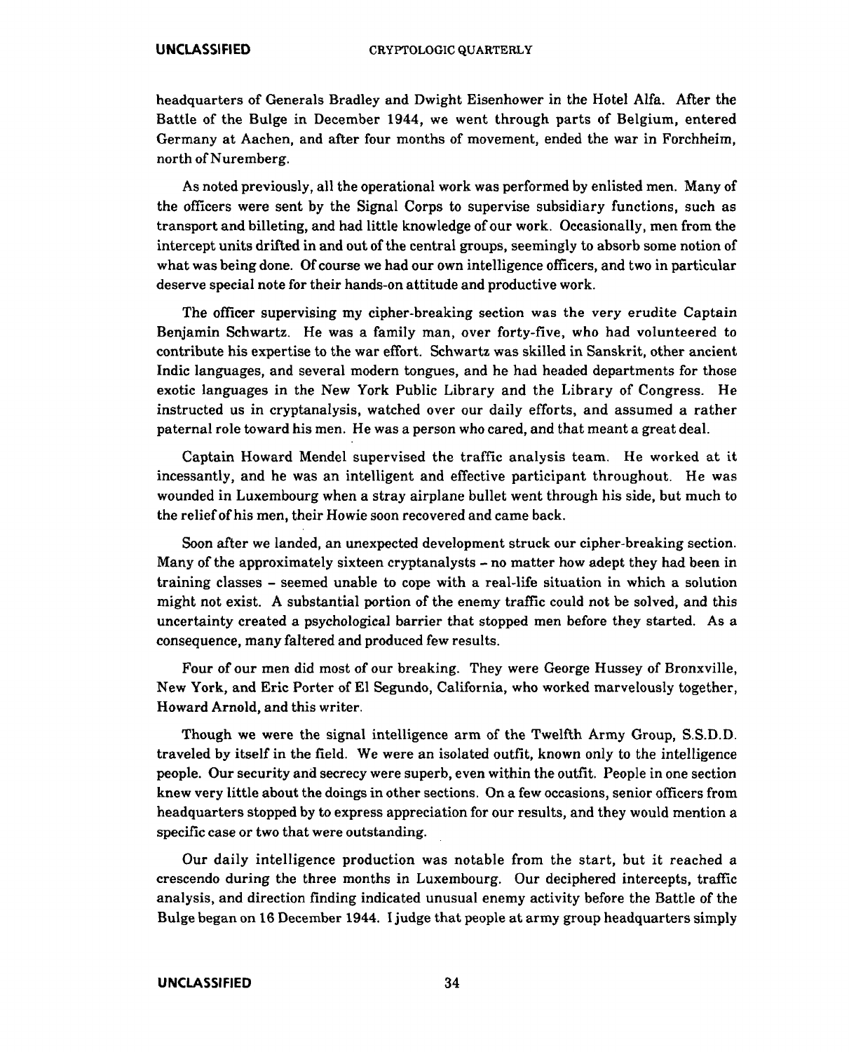headquarters of Generals Bradley and Dwight Eisenhower in the Hotel Alfa. After the Battle of the Bulge in December 1944, we went through parts of Belgium, entered Germany at Aachen, and after four months of movement, ended the war in Forchheim, north of Nuremberg.

As noted previously, all the operational work was performed by enlisted men. Many of the officers were sent by the Signal Corps to supervise subsidiary functions, such as transport and billeting, and had little knowledge of our work. Occasionally, men from the intercept units drifted in and out of the central groups, seemingly to absorb some notion of what was being done. Of course we had our own intelligence officers, and two in particular deserve special note for their hands-on attitude and productive work.

The officer supervising my cipher-breaking section was the very erudite Captain Benjamin Schwartz. He was a family man, over forty-five, who had volunteered to contribute his expertise to the war effort. Schwartz was skilled in Sanskrit, other ancient Indic languages, and several modern tongues, and he had headed departments for those exotic languages in the New York Public Library and the Library of Congress. He instructed us in cryptanalysis, watched over our daily efforts, and assumed a rather paternal role toward his men. He was a person who cared, and that meant a great deal.

Captain Howard Mendel supervised the traffic analysis team. He worked at it incessantly, and he was an intelligent and effective participant throughout. He was wounded in Luxembourg when a stray airplane bullet went through his side, but much to the relief of his men, their Howie soon recovered and came back.

Soon after we landed, an unexpected development struck our cipher-breaking section. Many of the approximately sixteen cryptanalysts – no matter how adept they had been in training classes – seemed unable to cope with a real-life situation in which a solution might not exist. A substantial portion of the enemy traffic could not be solved, and this uncertainty created a psychological barrier that stopped men before they started. As a consequence, many faltered and produced few results.

Four of our men did most of our breaking. They were George Hussey of Bronxville, New York, and Eric Porter of El Segundo, California, who worked marvelously together, Howard Arnold, and this writer.

Though we were the signal intelligence arm of the Twelfth Army Group, S.S.D.D. traveled by itself in the field. We were an isolated outfit, known only to the intelligence people. Our security and secrecy were superb, even within the outfit. People in one section knew very little about the doings in other sections. On a few occasions, senior officers from headquarters stopped by to express appreciation for our results, and they would mention a specific case or two that were outstanding.

Our daily intelligence production was notable from the start, but it reached a crescendo during the three months in Luxembourg. Our deciphered intercepts, traffic analysis, and direction finding indicated unusual enemy activity before the Battle of the Bulge began on 16 December 1944. I judge that people at army group headquarters simply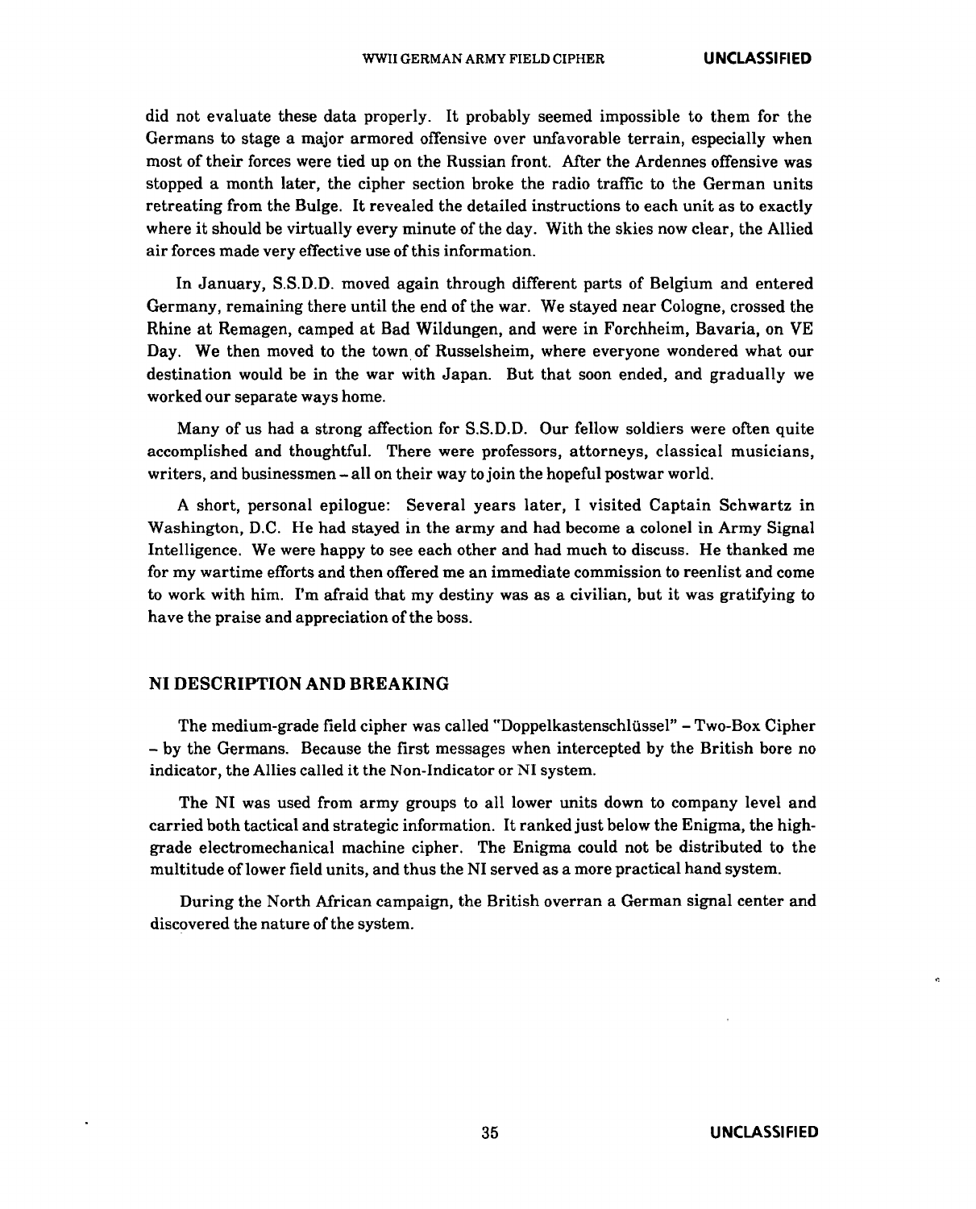did not evaluate these data properly. It probably seemed impossible to them for the Germans to stage a major armored offensive over unfavorable terrain, especially when most of their forces were tied up on the Russian front. After the Ardennes offensive was stopped a month later, the cipher section broke the radio traffic to the German units retreating from the Bulge. It revealed the detailed instructions to each unit as to exactly where it should be virtually every minute of the day. With the skies now clear, the Allied air forces made very effective use of this information.

In January, S.S.D.D. moved again through different parts of Belgium and entered Germany, remaining there until the end of the war. We stayed near Cologne, crossed the Rhine at Remagen, camped at Bad Wildungen, and were in Forchheim, Bavaria, on VE Day. We then moved to the town of Russelsheim, where everyone wondered what our destination would be in the war with Japan. But that soon ended, and gradually we worked our separate ways home.

Many of us had a strong affection for S.S.D.D. Our fellow soldiers were often quite accomplished and thoughtful. There were professors, attorneys, classical musicians, writers, and businessmen – all on their way to join the hopeful postwar world.

A short, personal epilogue: Several years later, I visited Captain Schwartz in Washington, D.C. He had stayed in the army and had become a colonel in Army Signal Intelligence. We were happy to see each other and had much to discuss. He thanked me for my wartime efforts and then offered me an immediate commission to reenlist and come to work with him. I'm afraid that my destiny was as a civilian, but it was gratifying to have the praise and appreciation of the boss.

## NI DESCRIPTION AND BREAKING

The medium-grade field cipher was called "Doppelkastenschlüssel" – Two-Box Cipher – by the Germans. Because the first messages when intercepted by the British bore no indicator, the Allies called it the Non-Indicator or NI system.

The NI was used from army groups to all lower units down to company level and carried both tactical and strategic information. It ranked just below the Enigma, the high-grade electromechanical machine cipher. The Enigma could not be distributed to the multitude of lower field units, and thus the NI served as a more practical hand system.

During the North African campaign, the British overran a German signal center and discovered the nature of the system.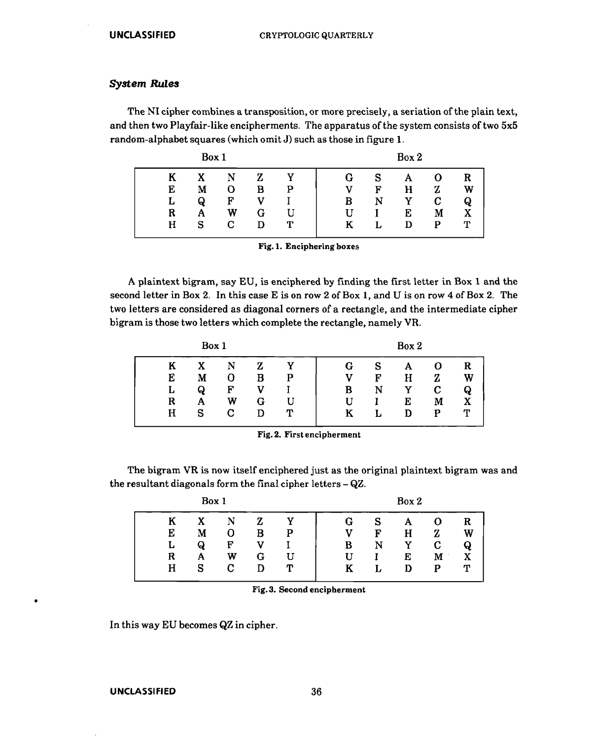### *System Rules*

The NI cipher combines a transposition, or more precisely, a seriation of the plain text, and then two Playfair-like encipherments. The apparatus of the system consists of two 5x5 random-alphabet squares (which omit J) such as those in figure 1.

| Box 1 | | | | | Box 2 | | | | |
|---|---|---|---|---|---|---|---|---|---|
| K | X | N | Z | Y | G | S | A | O | R |
| E | M | O | B | P | V | F | H | Z | W |
| L | Q | F | V | I | B | N | Y | C | Q |
| R | A | W | G | U | U | I | E | M | X |
| H | S | C | D | T | K | L | D | P | T |

**Fig. 1. Enciphering boxes**

A plaintext bigram, say EU, is enciphered by finding the first letter in Box 1 and the second letter in Box 2. In this case E is on row 2 of Box 1, and U is on row 4 of Box 2. The two letters are considered as diagonal corners of a rectangle, and the intermediate cipher bigram is those two letters which complete the rectangle, namely VR.

| Box 1 | | | | | Box 2 | | | | |
|---|---|---|---|---|---|---|---|---|---|
| K | X | N | Z | Y | G | S | A | O | R |
| E | M | O | B | P | V | F | H | Z | W |
| L | Q | F | V | I | B | N | Y | C | Q |
| R | A | W | G | U | U | I | E | M | X |
| H | S | C | D | T | K | L | D | P | T |

**Fig. 2. First encipherment**

The bigram VR is now itself enciphered just as the original plaintext bigram was and the resultant diagonals form the final cipher letters – QZ.

| Box 1 | | | | | Box 2 | | | | |
|---|---|---|---|---|---|---|---|---|---|
| K | X | N | Z | Y | G | S | A | O | R |
| E | M | O | B | P | V | F | H | Z | W |
| L | Q | F | V | I | B | N | Y | C | Q |
| R | A | W | G | U | U | I | E | M | X |
| H | S | C | D | T | K | L | D | P | T |

**Fig. 3. Second encipherment**

In this way EU becomes QZ in cipher.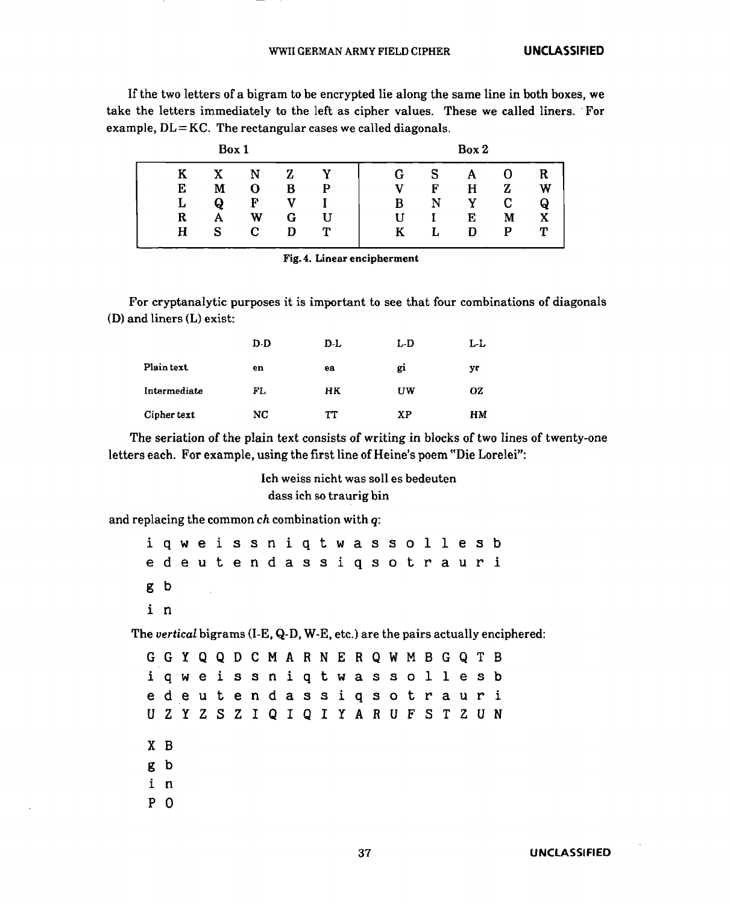If the two letters of a bigram to be encrypted lie along the same line in both boxes, we take the letters immediately to the left as cipher values. These we called liners. For example, DL = KC. The rectangular cases we called diagonals.

| Box 1 | | | | | Box 2 | | | | |
|---|---|---|---|---|---|---|---|---|---|
| K | X | N | Z | Y | G | S | A | O | R |
| E | M | O | B | P | V | F | H | Z | W |
| L | Q | F | V | I | B | N | Y | C | Q |
| R | A | W | G | U | U | I | E | M | X |
| H | S | C | D | T | K | L | D | P | T |

**Fig. 4. Linear encipherment**

For cryptanalytic purposes it is important to see that four combinations of diagonals (D) and liners (L) exist:

| | D-D | D-L | L-D | L-L |
|---|---|---|---|---|
| Plain text | en | ea | gi | yr |
| Intermediate | FL | HK | UW | OZ |
| Cipher text | NC | TT | XP | HM |

The seriation of the plain text consists of writing in blocks of two lines of twenty-one letters each. For example, using the first line of Heine's poem "Die Lorelei":

> Ich weiss nicht was soll es bedeuten
> dass ich so traurig bin

and replacing the common *ch* combination with *q*:

```
i q w e i s s n i q t w a s s o l l e s b
e d e u t e n d a s s i q s o t r a u r i

g b
i n
```

The *vertical* bigrams (I-E, Q-D, W-E, etc.) are the pairs actually enciphered:

```
G G Y Q Q D C M A R N E R Q W M B G Q T B
i q w e i s s n i q t w a s s o l l e s b
e d e u t e n d a s s i q s o t r a u r i
U Z Y Z S Z I Q I Q I Y A R U F S T Z U N

X B
g b
i n
P O
```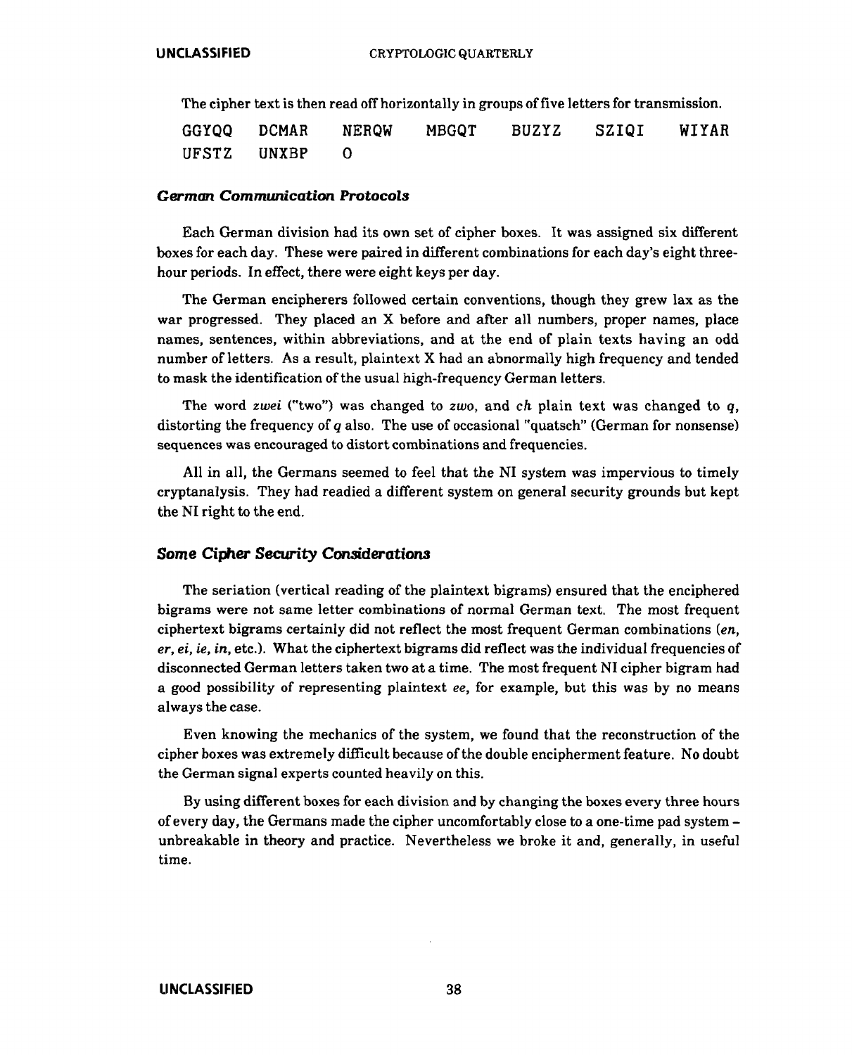The cipher text is then read off horizontally in groups of five letters for transmission.

```
GGYQQ   DCMAR   NERQW   MBGQT   BUZYZ   SZIQI   WIYAR
UFSTZ   UNXBP   O
```

### *German Communication Protocols*

Each German division had its own set of cipher boxes. It was assigned six different boxes for each day. These were paired in different combinations for each day's eight three-hour periods. In effect, there were eight keys per day.

The German encipherers followed certain conventions, though they grew lax as the war progressed. They placed an X before and after all numbers, proper names, place names, sentences, within abbreviations, and at the end of plain texts having an odd number of letters. As a result, plaintext X had an abnormally high frequency and tended to mask the identification of the usual high-frequency German letters.

The word *zwei* ("two") was changed to *zwo*, and *ch* plain text was changed to *q*, distorting the frequency of *q* also. The use of occasional "quatsch" (German for nonsense) sequences was encouraged to distort combinations and frequencies.

All in all, the Germans seemed to feel that the NI system was impervious to timely cryptanalysis. They had readied a different system on general security grounds but kept the NI right to the end.

## *Some Cipher Security Considerations*

The seriation (vertical reading of the plaintext bigrams) ensured that the enciphered bigrams were not same letter combinations of normal German text. The most frequent ciphertext bigrams certainly did not reflect the most frequent German combinations (*en, er, ei, ie, in,* etc.). What the ciphertext bigrams did reflect was the individual frequencies of disconnected German letters taken two at a time. The most frequent NI cipher bigram had a good possibility of representing plaintext *ee*, for example, but this was by no means always the case.

Even knowing the mechanics of the system, we found that the reconstruction of the cipher boxes was extremely difficult because of the double encipherment feature. No doubt the German signal experts counted heavily on this.

By using different boxes for each division and by changing the boxes every three hours of every day, the Germans made the cipher uncomfortably close to a one-time pad system – unbreakable in theory and practice. Nevertheless we broke it and, generally, in useful time.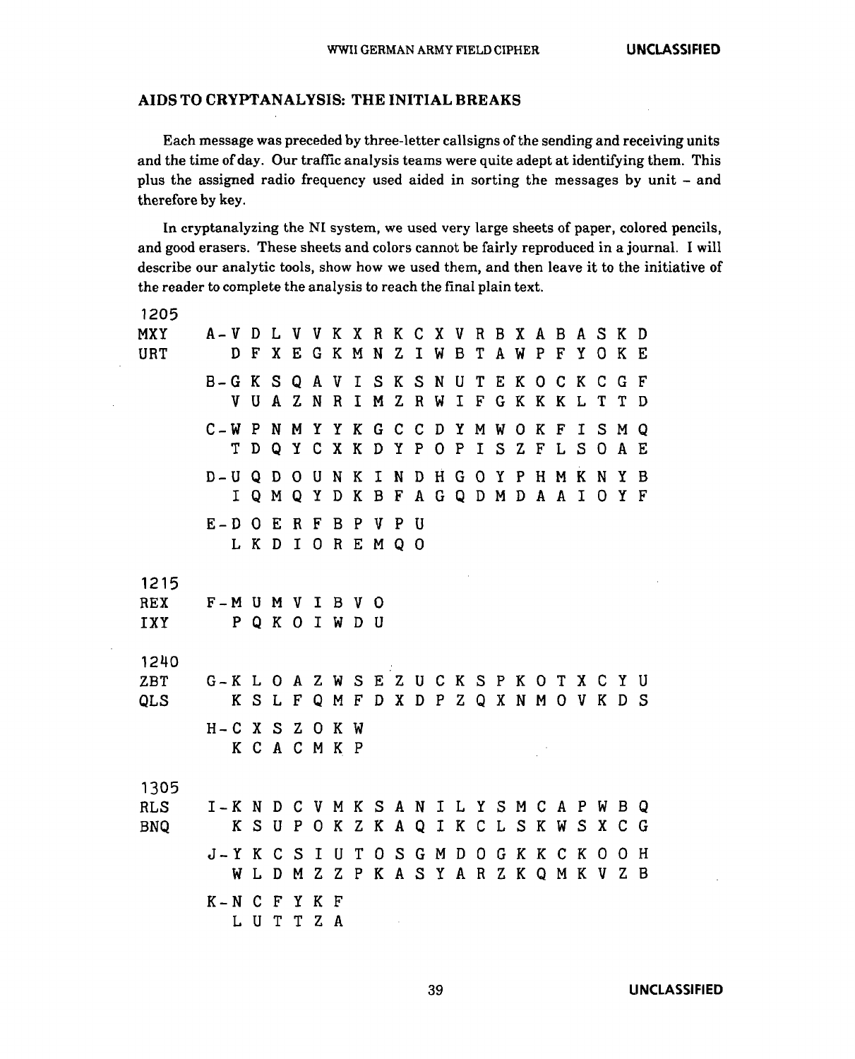## AIDS TO CRYPTANALYSIS: THE INITIAL BREAKS

Each message was preceded by three-letter callsigns of the sending and receiving units and the time of day. Our traffic analysis teams were quite adept at identifying them. This plus the assigned radio frequency used aided in sorting the messages by unit – and therefore by key.

In cryptanalyzing the NI system, we used very large sheets of paper, colored pencils, and good erasers. These sheets and colors cannot be fairly reproduced in a journal. I will describe our analytic tools, show how we used them, and then leave it to the initiative of the reader to complete the analysis to reach the final plain text.

```
1205
MXY     A-V D L V V K X R K C X V R B X A B A S K D
URT       D F X E G K M N Z I W B T A W P F Y O K E

        B-G K S Q A V I S K S N U T E K O C K C G F
          V U A Z N R I M Z R W I F G K K K L T T D

        C-W P N M Y Y K G C C D Y M W O K F I S M Q
          T D Q Y C X K D Y P O P I S Z F L S O A E

        D-U Q D O U N K I N D H G O Y P H M K N Y B
          I Q M Q Y D K B F A G Q D M D A A I O Y F

        E-D O E R F B P V P U
          L K D I O R E M Q O

1215
REX     F-M U M V I B V O
IXY       P Q K O I W D U

1240
ZBT     G-K L O A Z W S E Z U C K S P K O T X C Y U
QLS       K S L F Q M F D X D P Z Q X N M O V K D S

        H-C X S Z O K W
          K C A C M K P

1305
RLS     I-K N D C V M K S A N I L Y S M C A P W B Q
BNQ       K S U P O K Z K A Q I K C L S K W S X C G

        J-Y K C S I U T O S G M D O G K K C K O O H
          W L D M Z Z P K A S Y A R Z K Q M K V Z B

        K-N C F Y K F
          L U T T Z A
```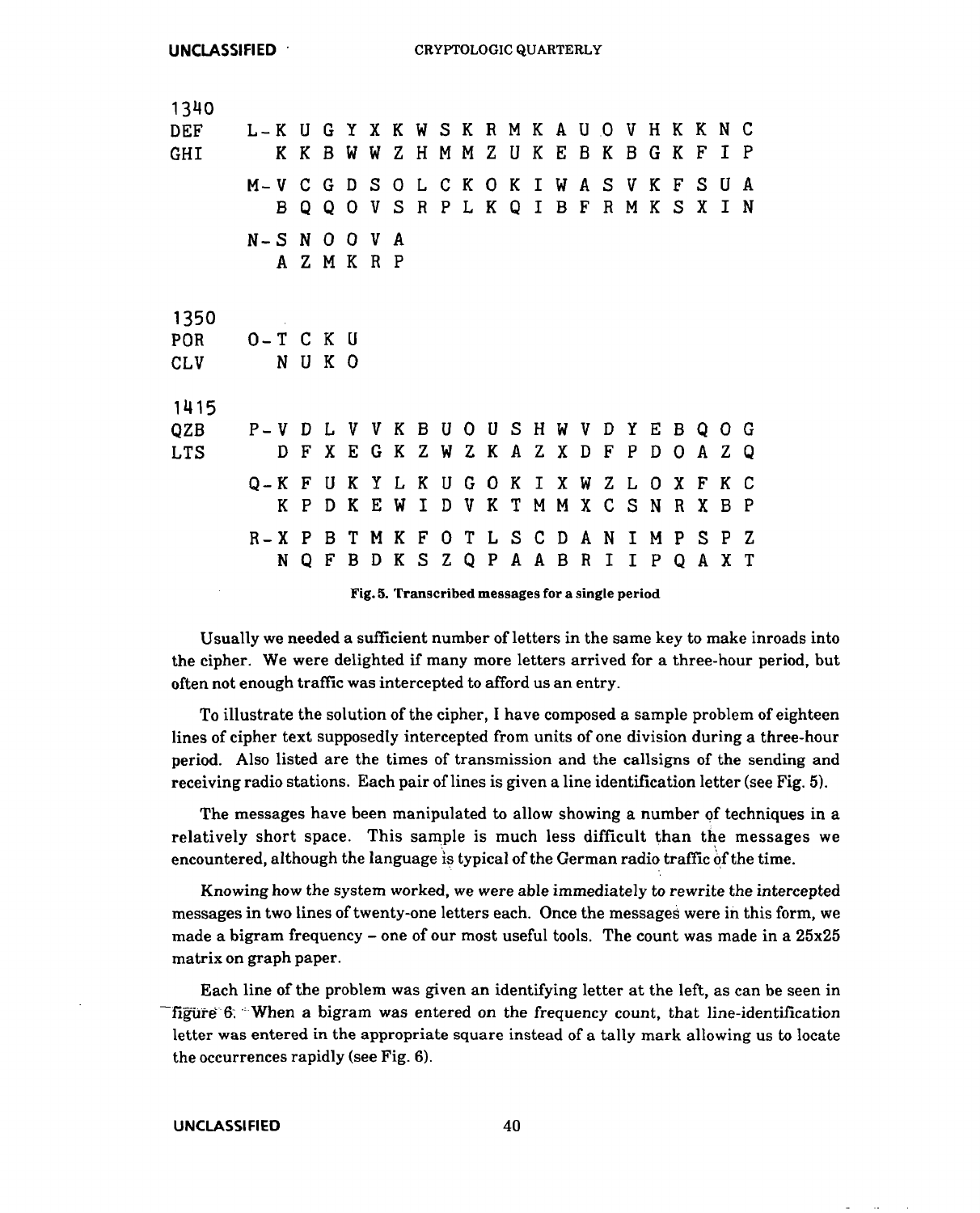```
1340
DEF     L-K U G Y X K W S K R M K A U O V H K K N C
GHI       K K B W W Z H M M Z U K E B K B G K F I P

        M-V C G D S O L C K O K I W A S V K F S U A
          B Q Q O V S R P L K Q I B F R M K S X I N

        N-S N O O V A
          A Z M K R P


1350
POR     O-T C K U
CLV       N U K O


1415
QZB     P-V D L V V K B U O U S H W V D Y E B Q O G
LTS       D F X E G K Z W Z K A Z X D F P D O A Z Q

        Q-K F U K Y L K U G O K I X W Z L O X F K C
          K P D K E W I D V K T M M X C S N R X B P

        R-X P B T M K F O T L S C D A N I M P S P Z
          N Q F B D K S Z Q P A A B R I I P Q A X T
```

**Fig. 5. Transcribed messages for a single period**

Usually we needed a sufficient number of letters in the same key to make inroads into the cipher. We were delighted if many more letters arrived for a three-hour period, but often not enough traffic was intercepted to afford us an entry.

To illustrate the solution of the cipher, I have composed a sample problem of eighteen lines of cipher text supposedly intercepted from units of one division during a three-hour period. Also listed are the times of transmission and the callsigns of the sending and receiving radio stations. Each pair of lines is given a line identification letter (see Fig. 5).

The messages have been manipulated to allow showing a number of techniques in a relatively short space. This sample is much less difficult than the messages we encountered, although the language is typical of the German radio traffic of the time.

Knowing how the system worked, we were able immediately to rewrite the intercepted messages in two lines of twenty-one letters each. Once the messages were in this form, we made a bigram frequency – one of our most useful tools. The count was made in a 25x25 matrix on graph paper.

Each line of the problem was given an identifying letter at the left, as can be seen in figure 6. When a bigram was entered on the frequency count, that line-identification letter was entered in the appropriate square instead of a tally mark allowing us to locate the occurrences rapidly (see Fig. 6).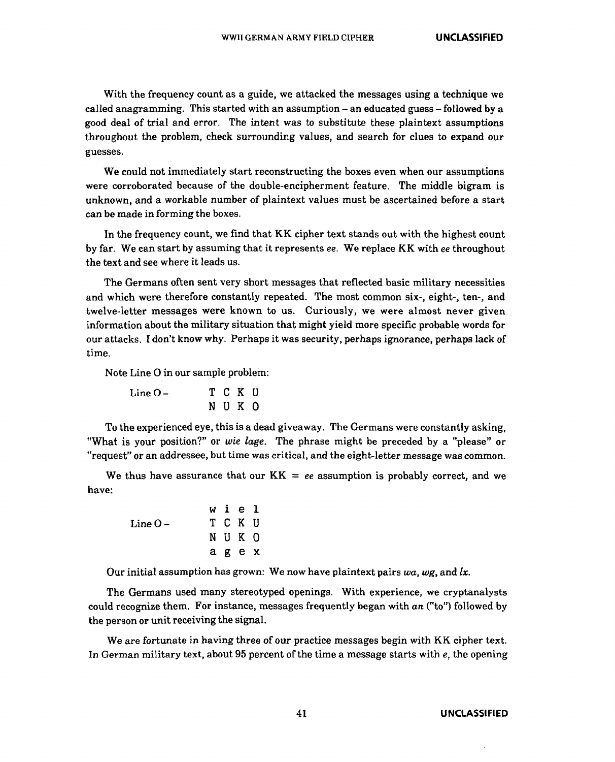With the frequency count as a guide, we attacked the messages using a technique we called anagramming. This started with an assumption – an educated guess – followed by a good deal of trial and error. The intent was to substitute these plaintext assumptions throughout the problem, check surrounding values, and search for clues to expand our guesses.

We could not immediately start reconstructing the boxes even when our assumptions were corroborated because of the double-encipherment feature. The middle bigram is unknown, and a workable number of plaintext values must be ascertained before a start can be made in forming the boxes.

In the frequency count, we find that KK cipher text stands out with the highest count by far. We can start by assuming that it represents *ee*. We replace KK with *ee* throughout the text and see where it leads us.

The Germans often sent very short messages that reflected basic military necessities and which were therefore constantly repeated. The most common six-, eight-, ten-, and twelve-letter messages were known to us. Curiously, we were almost never given information about the military situation that might yield more specific probable words for our attacks. I don't know why. Perhaps it was security, perhaps ignorance, perhaps lack of time.

Note Line O in our sample problem:

```
Line O –     T C K U
             N U K O
```

To the experienced eye, this is a dead giveaway. The Germans were constantly asking, "What is your position?" or *wie lage*. The phrase might be preceded by a "please" or "request" or an addressee, but time was critical, and the eight-letter message was common.

We thus have assurance that our KK = *ee* assumption is probably correct, and we have:

```
             w i e l
Line O –     T C K U
             N U K O
             a g e x
```

Our initial assumption has grown: We now have plaintext pairs *wa*, *wg*, and *lx*.

The Germans used many stereotyped openings. With experience, we cryptanalysts could recognize them. For instance, messages frequently began with *an* ("to") followed by the person or unit receiving the signal.

We are fortunate in having three of our practice messages begin with KK cipher text. In German military text, about 95 percent of the time a message starts with *e*, the opening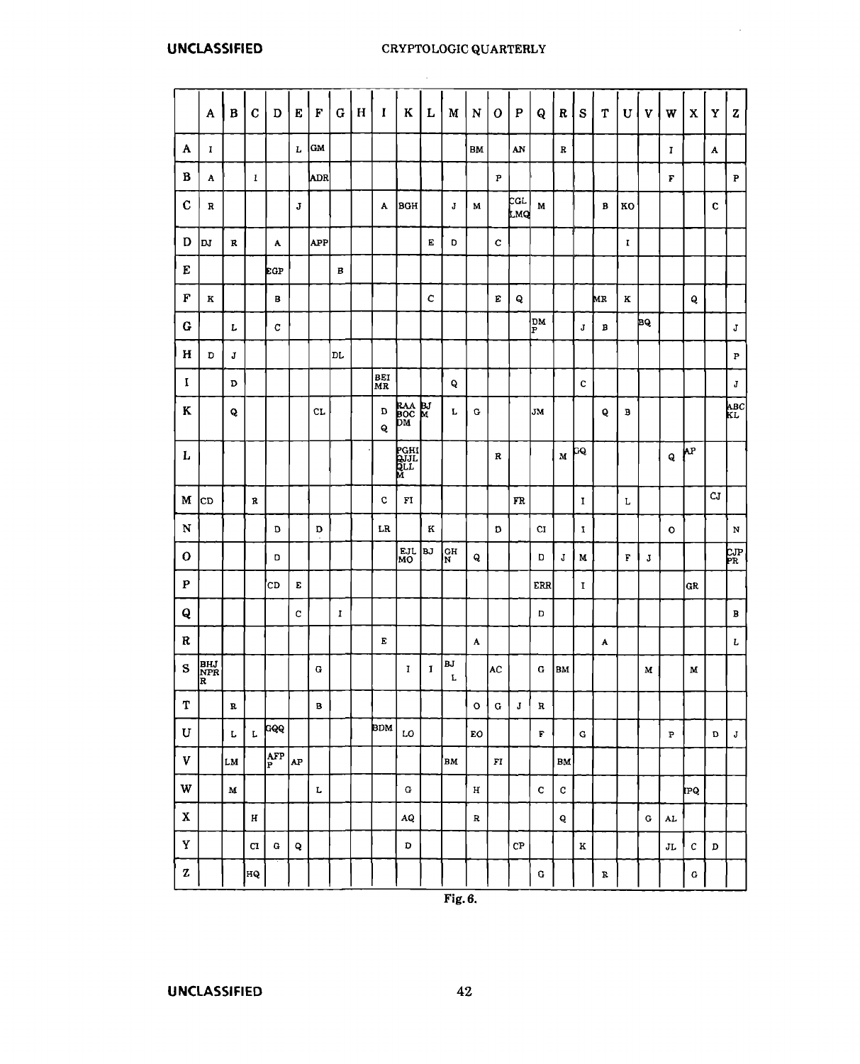| | A | B | C | D | E | F | G | H | I | K | L | M | N | O | P | Q | R | S | T | U | V | W | X | Y | Z |
|---|---|---|---|---|---|---|---|---|---|---|---|---|---|---|---|---|---|---|---|---|---|---|---|---|---|
| **A** | I | | | | L | GM | | | | | | | BM | | AN | | R | | | | | I | | A | |
| **B** | A | | I | | | ADR | | | | | | | | P | | | | | | | | F | | | P |
| **C** | R | | | | J | | | | A | BGH | | J | M | | CGL LMQ | M | | | B | KO | | | | C | |
| **D** | DJ | R | | A | | APP | | | | | E | D | | C | | | | | | I | | | | | |
| **E** | | | | EGP | | | B | | | | | | | | | | | | | | | | | | |
| **F** | K | | | B | | | | | | | C | | | E | Q | | | | MR | K | | | Q | | |
| **G** | | L | | C | | | | | | | | | | | | DM P | | J | B | | BQ | | | | J |
| **H** | D | J | | | | | DL | | | | | | | | | | | | | | | | | | P |
| **I** | | D | | | | | | | BEI MR | | | Q | | | | | | C | | | | | | | J |
| **K** | | Q | | | | CL | | | D Q | RAA BOC DM | BJ M | L | G | | | JM | | | Q | B | | | | | ABC KL |
| **L** | | | | | | | | | | PGHI QJJL QLL M | | | | R | | | M | GQ | | | | Q | AP | | |
| **M** | CD | | R | | | | | | C | FI | | | | | FR | | | I | | L | | | | CJ | |
| **N** | | | | D | | D | | | LR | | K | | | D | | CI | | I | | | | O | | | N |
| **O** | | | | D | | | | | | EJL MO | BJ | GH N | Q | | | D | J | M | | F | J | | | | CJP PR |
| **P** | | | | CD | E | | | | | | | | | | | ERR | | I | | | | | GR | | |
| **Q** | | | | | C | | I | | | | | | | | | D | | | | | | | | | B |
| **R** | | | | | | | | | E | | | | A | | | | | | A | | | | | | L |
| **S** | BHJ NPR R | | | | | G | | | | I | I | BJ L | | AC | | G | BM | | | | M | | M | | |
| **T** | | R | | | | B | | | | | | | O | G | J | R | | | | | | | | | |
| **U** | | L | L | GQQ | | | | | BDM | LO | | | EO | | | F | | G | | | | P | | D | J |
| **V** | | LM | | AFP P | AP | | | | | | | | BM | FI | | | BM | | | | | | | | |
| **W** | | M | | | | L | | | | G | | | H | | | C | C | | | | | | IPQ | | |
| **X** | | | H | | | | | | | AQ | | | R | | | | Q | | | | G | AL | | | |
| **Y** | | | CI | G | Q | | | | | D | | | | | CP | | | K | | | | JL | C | D | |
| **Z** | | | HQ | | | | | | | | | | | | | G | | | R | | | | G | | |

Fig. 6.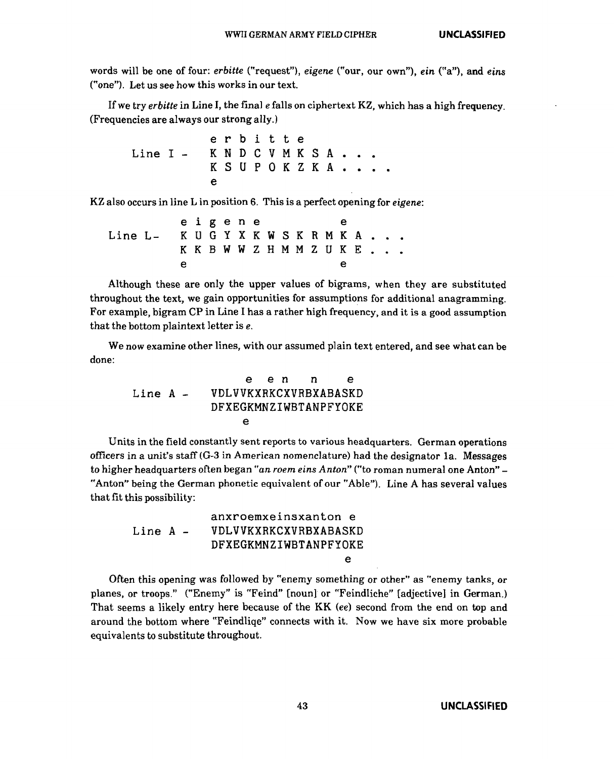words will be one of four: *erbitte* ("request"), *eigene* ("our, our own"), *ein* ("a"), and *eins* ("one"). Let us see how this works in our text.

If we try *erbitte* in Line I, the final *e* falls on ciphertext KZ, which has a high frequency. (Frequencies are always our strong ally.)

```
           e r b i t t e
Line I -   K N D C V M K S A . . .
           K S U P O K Z K A . . . .
           e
```

KZ also occurs in line L in position 6. This is a perfect opening for *eigene*:

```
         e i g e n e           e
Line L-  K U G Y X K W S K R M K A . . .
         K K B W W Z H M M Z U K E . . .
         e                     e
```

Although these are only the upper values of bigrams, when they are substituted throughout the text, we gain opportunities for assumptions for additional anagramming. For example, bigram CP in Line I has a rather high frequency, and it is a good assumption that the bottom plaintext letter is *e*.

We now examine other lines, with our assumed plain text entered, and see what can be done:

```
                e  e n   n   e
Line A -   VDLVVKXRKCXVRBXABASKD
           DFXEGKMNZIWBTANPFYOKE
                e
```

Units in the field constantly sent reports to various headquarters. German operations officers in a unit's staff (G-3 in American nomenclature) had the designator 1a. Messages to higher headquarters often began "*an roem eins Anton*" ("to roman numeral one Anton" – "Anton" being the German phonetic equivalent of our "Able"). Line A has several values that fit this possibility:

```
           anxroemxeinsxanton e
Line A -   VDLVVKXRKCXVRBXABASKD
           DFXEGKMNZIWBTANPFYOKE
                                e
```

Often this opening was followed by "enemy something or other" as "enemy tanks, or planes, or troops." ("Enemy" is "Feind" [noun] or "Feindliche" [adjective] in German.) That seems a likely entry here because of the KK (*ee*) second from the end on top and around the bottom where "Feindliqe" connects with it. Now we have six more probable equivalents to substitute throughout.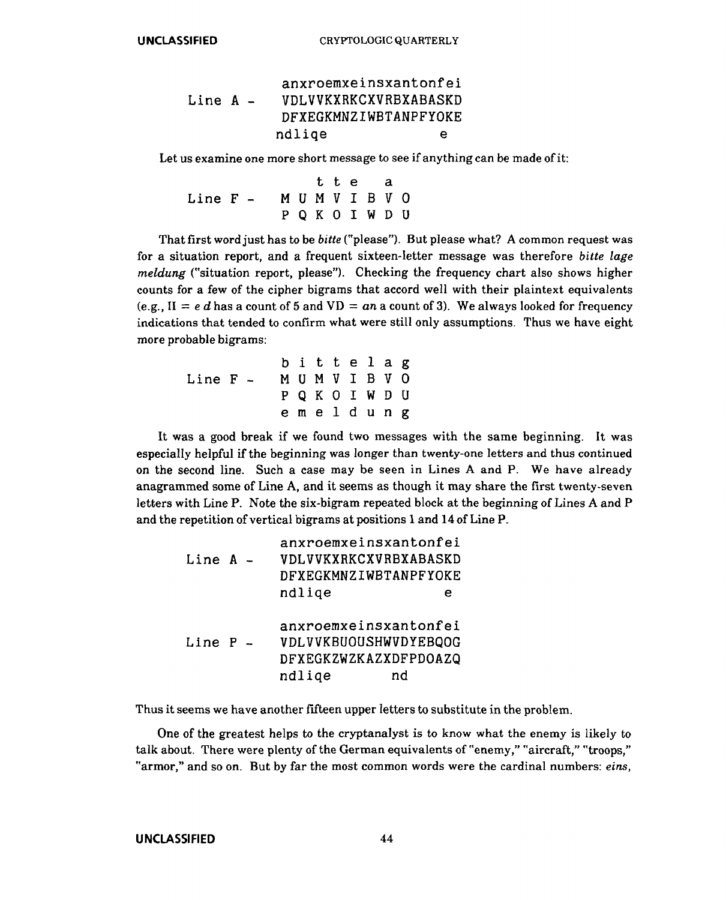```
          anxroemxeinsxantonfei
Line A -  VDLVVKXRKCXVRBXABASKD
          DFXEGKMNZIWBTANPFYOKE
          ndliqe              e
```

Let us examine one more short message to see if anything can be made of it:

```
            t t e   a
Line F -  M U M V I B V O
          P Q K O I W D U
```

That first word just has to be *bitte* ("please"). But please what? A common request was for a situation report, and a frequent sixteen-letter message was therefore *bitte lage meldung* ("situation report, please"). Checking the frequency chart also shows higher counts for a few of the cipher bigrams that accord well with their plaintext equivalents (e.g., II = *e d* has a count of 5 and VD = *an* a count of 3). We always looked for frequency indications that tended to confirm what were still only assumptions. Thus we have eight more probable bigrams:

```
          b i t t e l a g
Line F -  M U M V I B V O
          P Q K O I W D U
          e m e l d u n g
```

It was a good break if we found two messages with the same beginning. It was especially helpful if the beginning was longer than twenty-one letters and thus continued on the second line. Such a case may be seen in Lines A and P. We have already anagrammed some of Line A, and it seems as though it may share the first twenty-seven letters with Line P. Note the six-bigram repeated block at the beginning of Lines A and P and the repetition of vertical bigrams at positions 1 and 14 of Line P.

```
          anxroemxeinsxantonfei
Line A -  VDLVVKXRKCXVRBXABASKD
          DFXEGKMNZIWBTANPFYOKE
          ndliqe              e

          anxroemxeinsxantonfei
Line P -  VDLVVKBUOUSHWVDYEBQOG
          DFXEGKZWZKAZXDFPDOAZQ
          ndliqe       nd
```

Thus it seems we have another fifteen upper letters to substitute in the problem.

One of the greatest helps to the cryptanalyst is to know what the enemy is likely to talk about. There were plenty of the German equivalents of "enemy," "aircraft," "troops," "armor," and so on. But by far the most common words were the cardinal numbers: *eins*,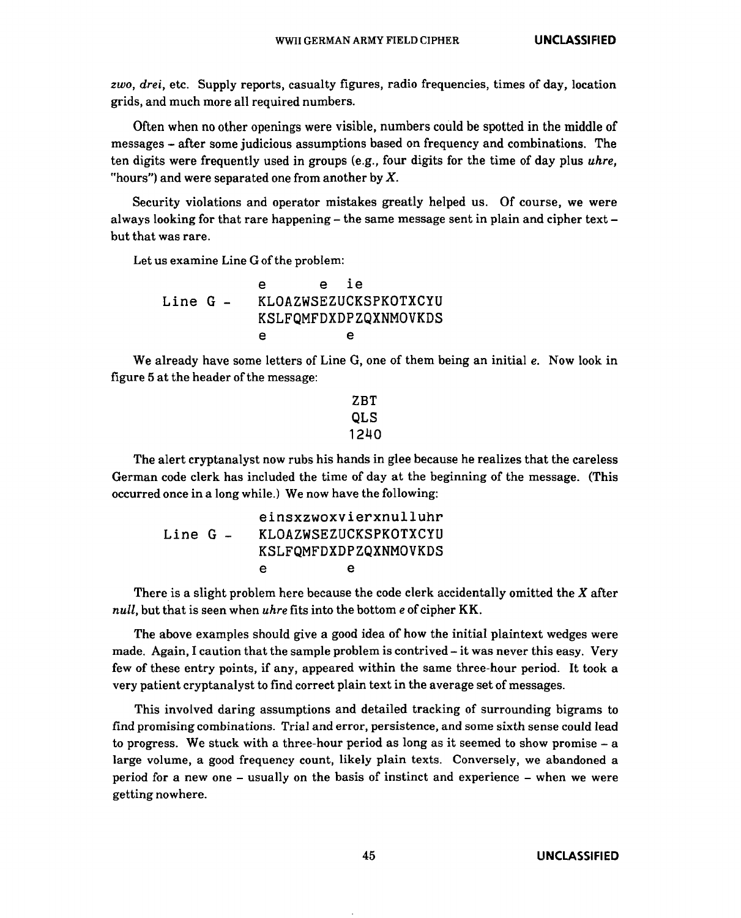*zwo*, *drei*, etc. Supply reports, casualty figures, radio frequencies, times of day, location grids, and much more all required numbers.

Often when no other openings were visible, numbers could be spotted in the middle of messages – after some judicious assumptions based on frequency and combinations. The ten digits were frequently used in groups (e.g., four digits for the time of day plus *uhre*, "hours") and were separated one from another by *X*.

Security violations and operator mistakes greatly helped us. Of course, we were always looking for that rare happening – the same message sent in plain and cipher text – but that was rare.

Let us examine Line G of the problem:

```
           e       e  ie
Line G -   KLOAZWSEZUCKSPKOTXCYU
           KSLFQMFDXDPZQXNMOVKDS
           e          e
```

We already have some letters of Line G, one of them being an initial *e*. Now look in figure 5 at the header of the message:

```
ZBT
QLS
1240
```

The alert cryptanalyst now rubs his hands in glee because he realizes that the careless German code clerk has included the time of day at the beginning of the message. (This occurred once in a long while.) We now have the following:

```
           einsxzwoxvierxnulluhr
Line G -   KLOAZWSEZUCKSPKOTXCYU
           KSLFQMFDXDPZQXNMOVKDS
           e          e
```

There is a slight problem here because the code clerk accidentally omitted the *X* after *null*, but that is seen when *uhre* fits into the bottom *e* of cipher KK.

The above examples should give a good idea of how the initial plaintext wedges were made. Again, I caution that the sample problem is contrived – it was never this easy. Very few of these entry points, if any, appeared within the same three-hour period. It took a very patient cryptanalyst to find correct plain text in the average set of messages.

This involved daring assumptions and detailed tracking of surrounding bigrams to find promising combinations. Trial and error, persistence, and some sixth sense could lead to progress. We stuck with a three-hour period as long as it seemed to show promise – a large volume, a good frequency count, likely plain texts. Conversely, we abandoned a period for a new one – usually on the basis of instinct and experience – when we were getting nowhere.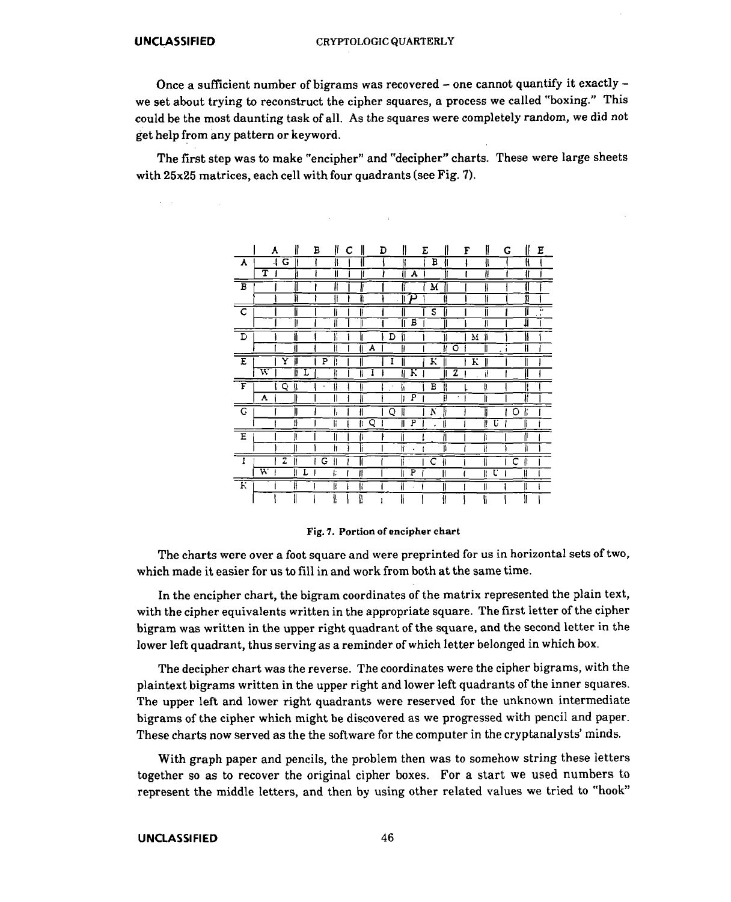Once a sufficient number of bigrams was recovered – one cannot quantify it exactly – we set about trying to reconstruct the cipher squares, a process we called "boxing." This could be the most daunting task of all. As the squares were completely random, we did not get help from any pattern or keyword.

The first step was to make "encipher" and "decipher" charts. These were large sheets with 25x25 matrices, each cell with four quadrants (see Fig. 7).

**Fig. 7. Portion of encipher chart**

The charts were over a foot square and were preprinted for us in horizontal sets of two, which made it easier for us to fill in and work from both at the same time.

In the encipher chart, the bigram coordinates of the matrix represented the plain text, with the cipher equivalents written in the appropriate square. The first letter of the cipher bigram was written in the upper right quadrant of the square, and the second letter in the lower left quadrant, thus serving as a reminder of which letter belonged in which box.

The decipher chart was the reverse. The coordinates were the cipher bigrams, with the plaintext bigrams written in the upper right and lower left quadrants of the inner squares. The upper left and lower right quadrants were reserved for the unknown intermediate bigrams of the cipher which might be discovered as we progressed with pencil and paper. These charts now served as the the software for the computer in the cryptanalysts' minds.

With graph paper and pencils, the problem then was to somehow string these letters together so as to recover the original cipher boxes. For a start we used numbers to represent the middle letters, and then by using other related values we tried to "hook"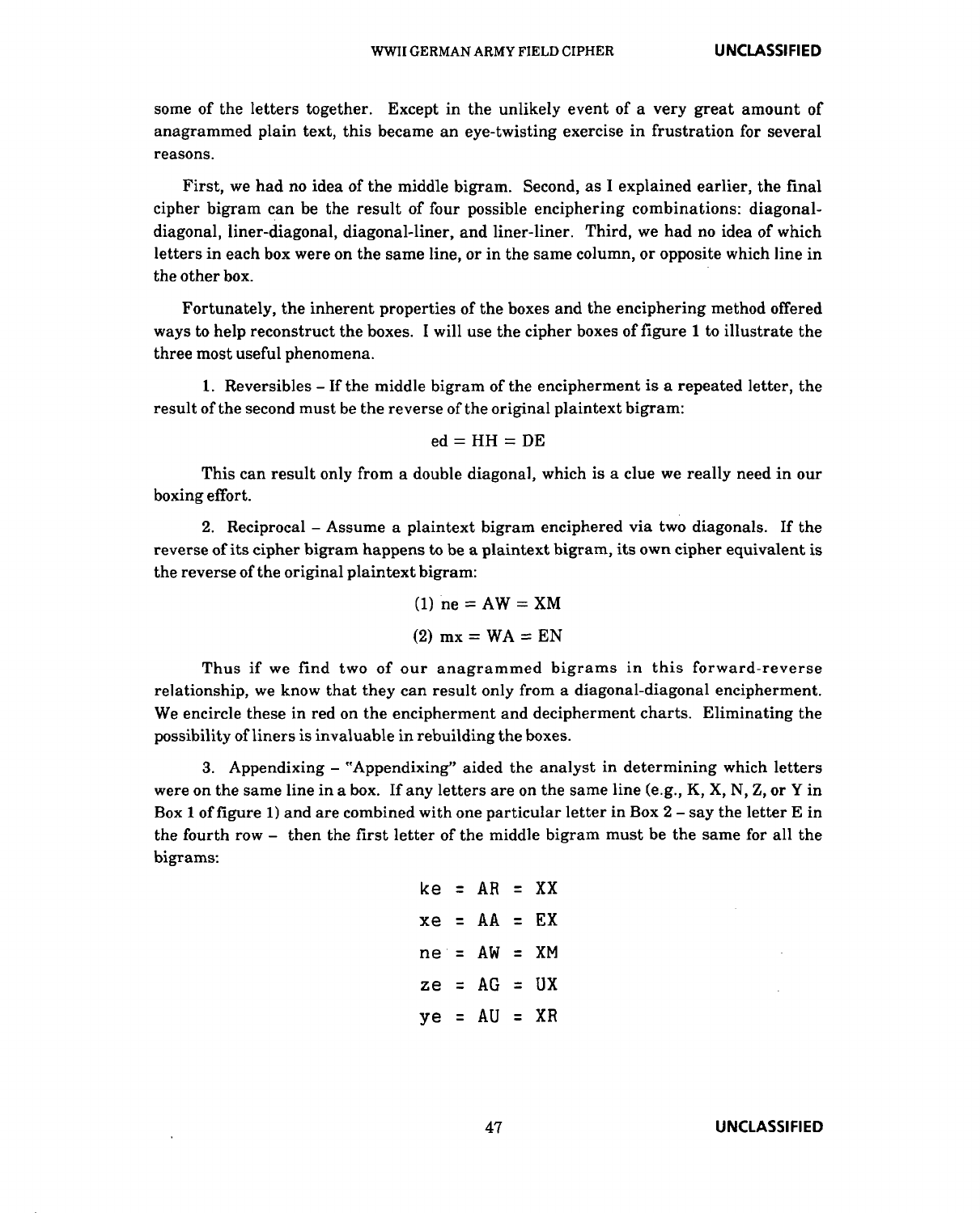some of the letters together. Except in the unlikely event of a very great amount of anagrammed plain text, this became an eye-twisting exercise in frustration for several reasons.

First, we had no idea of the middle bigram. Second, as I explained earlier, the final cipher bigram can be the result of four possible enciphering combinations: diagonal-diagonal, liner-diagonal, diagonal-liner, and liner-liner. Third, we had no idea of which letters in each box were on the same line, or in the same column, or opposite which line in the other box.

Fortunately, the inherent properties of the boxes and the enciphering method offered ways to help reconstruct the boxes. I will use the cipher boxes of figure 1 to illustrate the three most useful phenomena.

1. Reversibles – If the middle bigram of the encipherment is a repeated letter, the result of the second must be the reverse of the original plaintext bigram:

ed = HH = DE

This can result only from a double diagonal, which is a clue we really need in our boxing effort.

2. Reciprocal – Assume a plaintext bigram enciphered via two diagonals. If the reverse of its cipher bigram happens to be a plaintext bigram, its own cipher equivalent is the reverse of the original plaintext bigram:

(1) ne = AW = XM

(2) mx = WA = EN

Thus if we find two of our anagrammed bigrams in this forward-reverse relationship, we know that they can result only from a diagonal-diagonal encipherment. We encircle these in red on the encipherment and decipherment charts. Eliminating the possibility of liners is invaluable in rebuilding the boxes.

3. Appendixing – "Appendixing" aided the analyst in determining which letters were on the same line in a box. If any letters are on the same line (e.g., K, X, N, Z, or Y in Box 1 of figure 1) and are combined with one particular letter in Box 2 – say the letter E in the fourth row – then the first letter of the middle bigram must be the same for all the bigrams:

```
ke = AR = XX
xe = AA = EX
ne = AW = XM
ze = AG = UX
ye = AU = XR
```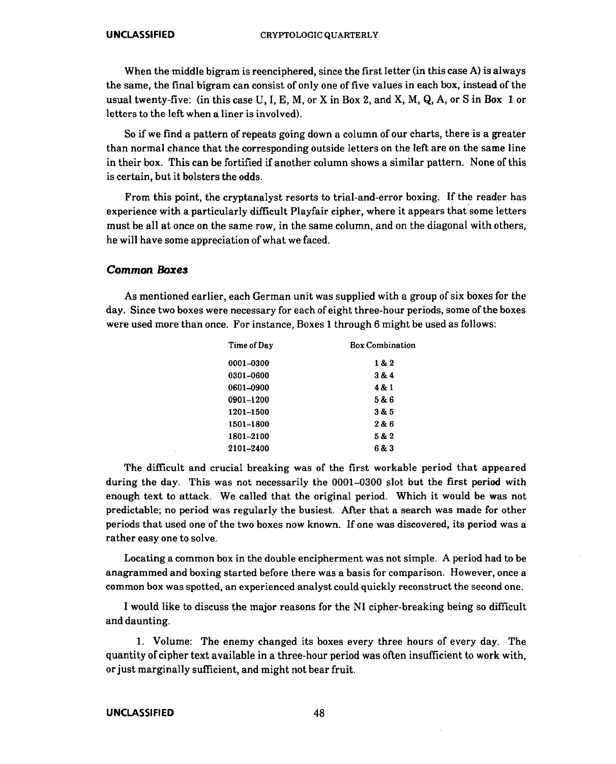When the middle bigram is reenciphered, since the first letter (in this case A) is always the same, the final bigram can consist of only one of five values in each box, instead of the usual twenty-five: (in this case U, I, E, M, or X in Box 2, and X, M, Q, A, or S in Box 1 or letters to the left when a liner is involved).

So if we find a pattern of repeats going down a column of our charts, there is a greater than normal chance that the corresponding outside letters on the left are on the same line in their box. This can be fortified if another column shows a similar pattern. None of this is certain, but it bolsters the odds.

From this point, the cryptanalyst resorts to trial-and-error boxing. If the reader has experience with a particularly difficult Playfair cipher, where it appears that some letters must be all at once on the same row, in the same column, and on the diagonal with others, he will have some appreciation of what we faced.

### *Common Boxes*

As mentioned earlier, each German unit was supplied with a group of six boxes for the day. Since two boxes were necessary for each of eight three-hour periods, some of the boxes were used more than once. For instance, Boxes 1 through 6 might be used as follows:

| Time of Day | Box Combination |
|---|---|
| 0001–0300 | 1 & 2 |
| 0301–0600 | 3 & 4 |
| 0601–0900 | 4 & 1 |
| 0901–1200 | 5 & 6 |
| 1201–1500 | 3 & 5 |
| 1501–1800 | 2 & 6 |
| 1801–2100 | 5 & 2 |
| 2101–2400 | 6 & 3 |

The difficult and crucial breaking was of the first workable period that appeared during the day. This was not necessarily the 0001–0300 slot but the first period with enough text to attack. We called that the original period. Which it would be was not predictable; no period was regularly the busiest. After that a search was made for other periods that used one of the two boxes now known. If one was discovered, its period was a rather easy one to solve.

Locating a common box in the double encipherment was not simple. A period had to be anagrammed and boxing started before there was a basis for comparison. However, once a common box was spotted, an experienced analyst could quickly reconstruct the second one.

I would like to discuss the major reasons for the NI cipher-breaking being so difficult and daunting.

1. Volume: The enemy changed its boxes every three hours of every day. The quantity of cipher text available in a three-hour period was often insufficient to work with, or just marginally sufficient, and might not bear fruit.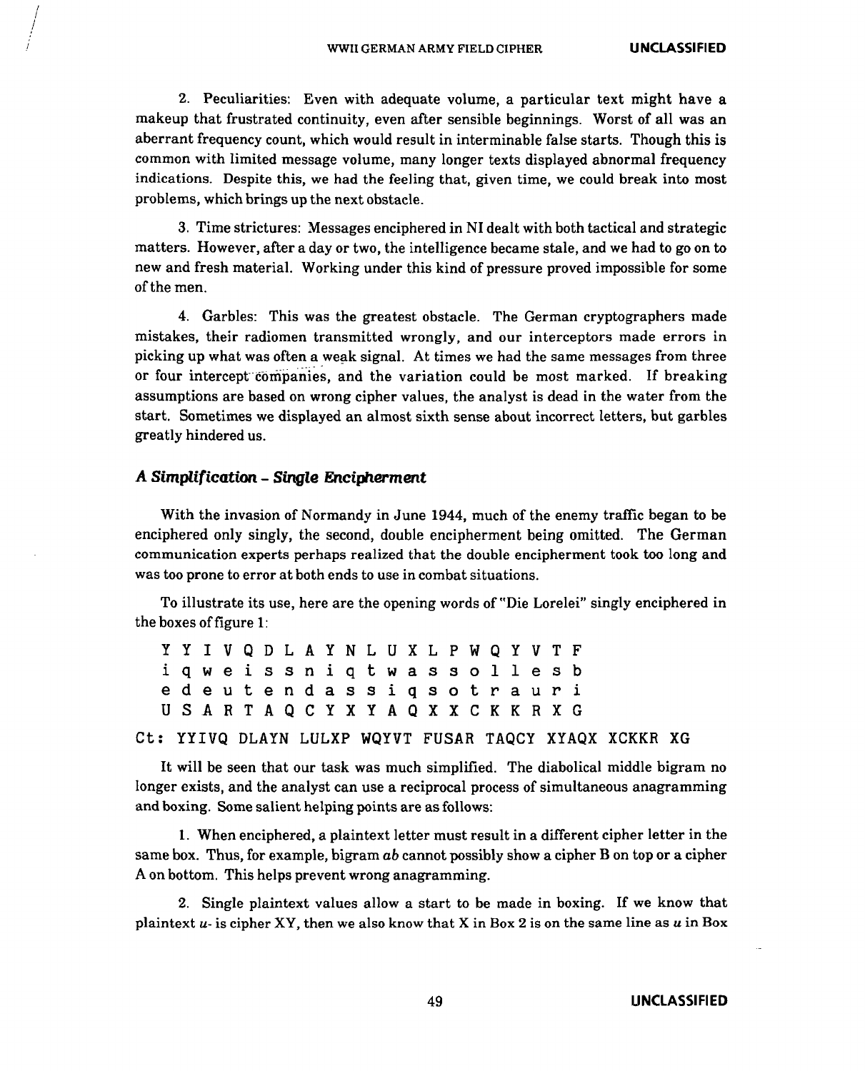2. Peculiarities: Even with adequate volume, a particular text might have a makeup that frustrated continuity, even after sensible beginnings. Worst of all was an aberrant frequency count, which would result in interminable false starts. Though this is common with limited message volume, many longer texts displayed abnormal frequency indications. Despite this, we had the feeling that, given time, we could break into most problems, which brings up the next obstacle.

3. Time strictures: Messages enciphered in NI dealt with both tactical and strategic matters. However, after a day or two, the intelligence became stale, and we had to go on to new and fresh material. Working under this kind of pressure proved impossible for some of the men.

4. Garbles: This was the greatest obstacle. The German cryptographers made mistakes, their radiomen transmitted wrongly, and our interceptors made errors in picking up what was often a weak signal. At times we had the same messages from three or four intercept companies, and the variation could be most marked. If breaking assumptions are based on wrong cipher values, the analyst is dead in the water from the start. Sometimes we displayed an almost sixth sense about incorrect letters, but garbles greatly hindered us.

### *A Simplification - Single Encipherment*

With the invasion of Normandy in June 1944, much of the enemy traffic began to be enciphered only singly, the second, double encipherment being omitted. The German communication experts perhaps realized that the double encipherment took too long and was too prone to error at both ends to use in combat situations.

To illustrate its use, here are the opening words of "Die Lorelei" singly enciphered in the boxes of figure 1:

```
Y Y I V Q D L A Y N L U X L P W Q Y V T F
i q w e i s s n i q t w a s s o l l e s b
e d e u t e n d a s s i q s o t r a u r i
U S A R T A Q C Y X Y A Q X X C K K R X G
```

```
Ct: YYIVQ DLAYN LULXP WQYVT FUSAR TAQCY XYAQX XCKKR XG
```

It will be seen that our task was much simplified. The diabolical middle bigram no longer exists, and the analyst can use a reciprocal process of simultaneous anagramming and boxing. Some salient helping points are as follows:

1. When enciphered, a plaintext letter must result in a different cipher letter in the same box. Thus, for example, bigram *ab* cannot possibly show a cipher B on top or a cipher A on bottom. This helps prevent wrong anagramming.

2. Single plaintext values allow a start to be made in boxing. If we know that plaintext *u-* is cipher XY, then we also know that X in Box 2 is on the same line as *u* in Box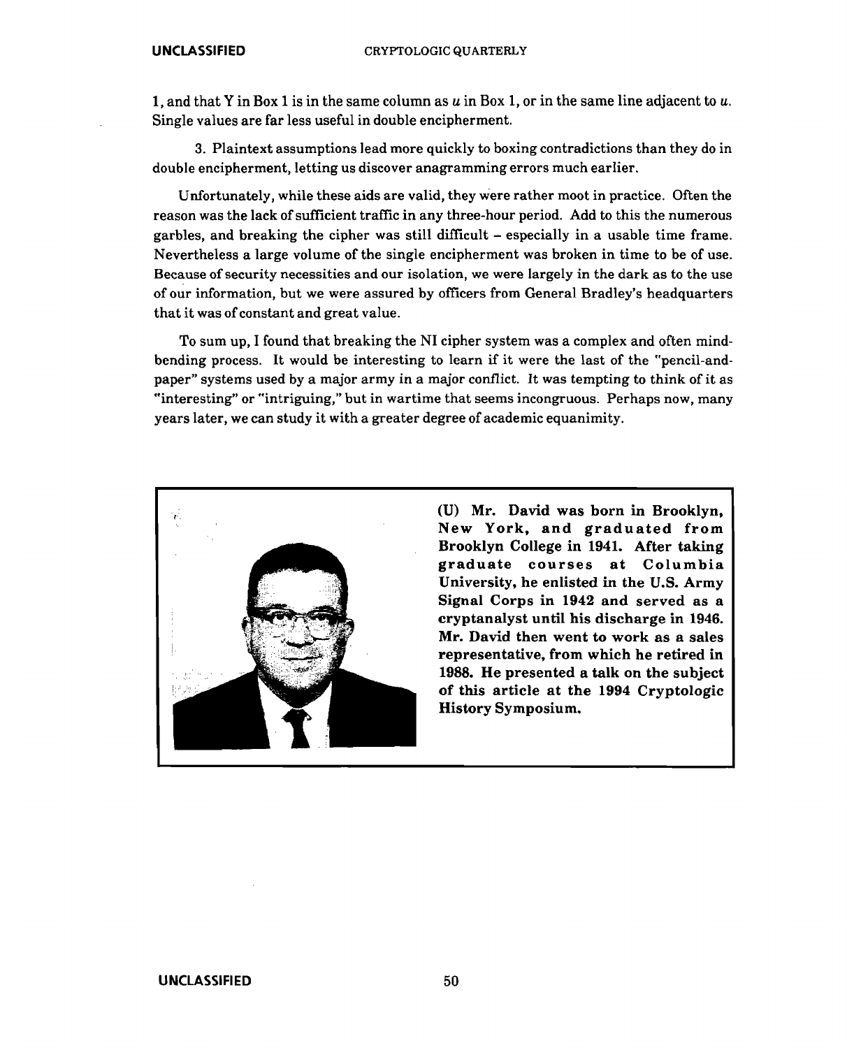1, and that Y in Box 1 is in the same column as *u* in Box 1, or in the same line adjacent to *u*. Single values are far less useful in double encipherment.

3. Plaintext assumptions lead more quickly to boxing contradictions than they do in double encipherment, letting us discover anagramming errors much earlier.

Unfortunately, while these aids are valid, they were rather moot in practice. Often the reason was the lack of sufficient traffic in any three-hour period. Add to this the numerous garbles, and breaking the cipher was still difficult – especially in a usable time frame. Nevertheless a large volume of the single encipherment was broken in time to be of use. Because of security necessities and our isolation, we were largely in the dark as to the use of our information, but we were assured by officers from General Bradley's headquarters that it was of constant and great value.

To sum up, I found that breaking the NI cipher system was a complex and often mind-bending process. It would be interesting to learn if it were the last of the "pencil-and-paper" systems used by a major army in a major conflict. It was tempting to think of it as "interesting" or "intriguing," but in wartime that seems incongruous. Perhaps now, many years later, we can study it with a greater degree of academic equanimity.

**(U) Mr. David was born in Brooklyn, New York, and graduated from Brooklyn College in 1941. After taking graduate courses at Columbia University, he enlisted in the U.S. Army Signal Corps in 1942 and served as a cryptanalyst until his discharge in 1946. Mr. David then went to work as a sales representative, from which he retired in 1988. He presented a talk on the subject of this article at the 1994 Cryptologic History Symposium.**